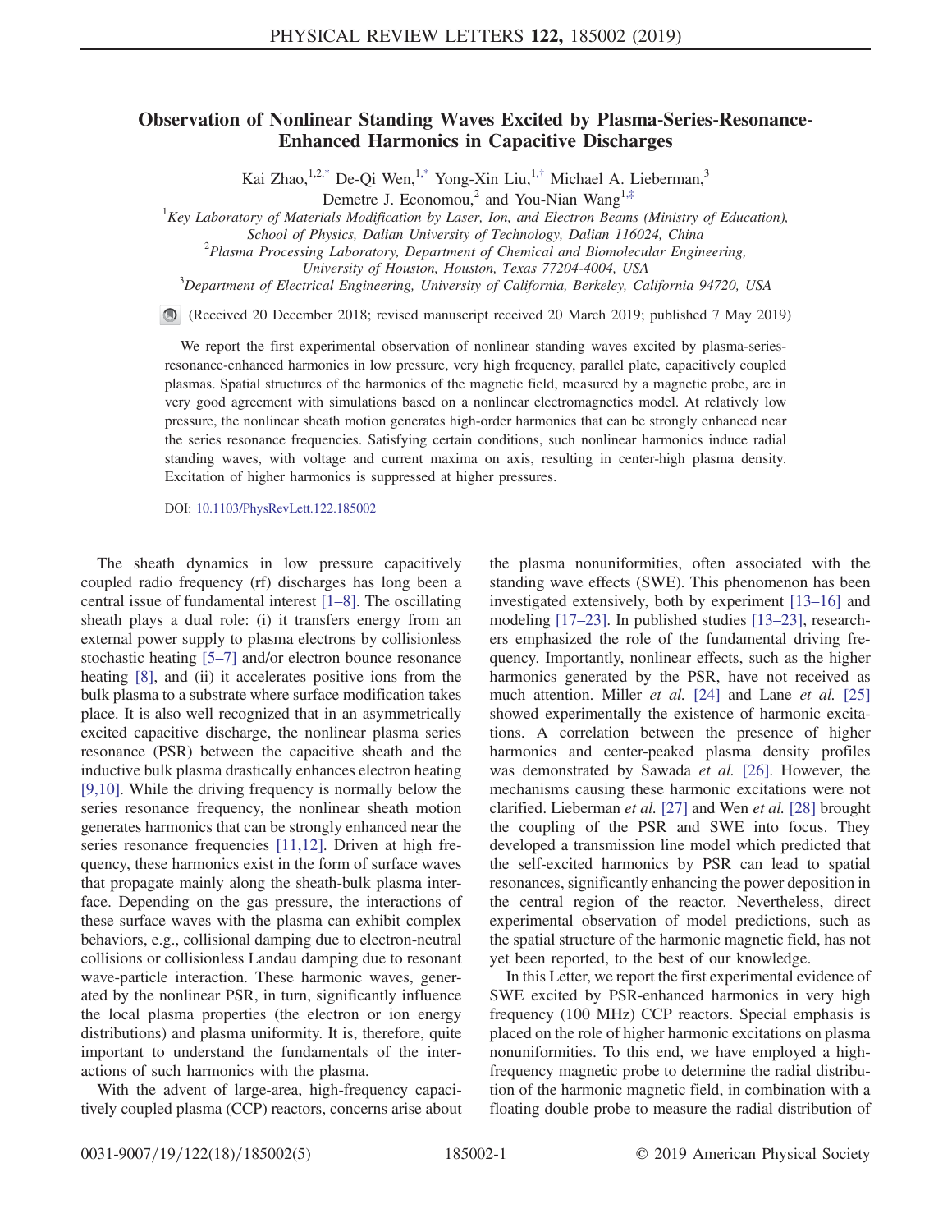# Observation of Nonlinear Standing Waves Excited by Plasma-Series-Resonance-Enhanced Harmonics in Capacitive Discharges

Kai Zhao,[1,2,*] De-Qi Wen,[1,*] Yong-Xin Liu,[1,†] Michael A. Lieberman,[3] Demetre J. Economou,[2] and You-Nian Wang[1,‡]

[1]Key Laboratory of Materials Modification by Laser, Ion, and Electron Beams (Ministry of Education), School of Physics, Dalian University of Technology, Dalian 116024, China

[2]Plasma Processing Laboratory, Department of Chemical and Biomolecular Engineering, University of Houston, Houston, Texas 77204-4004, USA

[3]Department of Electrical Engineering, University of California, Berkeley, California 94720, USA

(Received 20 December 2018; revised manuscript received 20 March 2019; published 7 May 2019)

We report the first experimental observation of nonlinear standing waves excited by plasma-series-resonance-enhanced harmonics in low pressure, very high frequency, parallel plate, capacitively coupled plasmas. Spatial structures of the harmonics of the magnetic field, measured by a magnetic probe, are in very good agreement with simulations based on a nonlinear electromagnetics model. At relatively low pressure, the nonlinear sheath motion generates high-order harmonics that can be strongly enhanced near the series resonance frequencies. Satisfying certain conditions, such nonlinear harmonics induce radial standing waves, with voltage and current maxima on axis, resulting in center-high plasma density. Excitation of higher harmonics is suppressed at higher pressures.

DOI: 10.1103/PhysRevLett.122.185002

The sheath dynamics in low pressure capacitively coupled radio frequency (rf) discharges has long been a central issue of fundamental interest [1–8]. The oscillating sheath plays a dual role: (i) it transfers energy from an external power supply to plasma electrons by collisionless stochastic heating [5–7] and/or electron bounce resonance heating [8], and (ii) it accelerates positive ions from the bulk plasma to a substrate where surface modification takes place. It is also well recognized that in an asymmetrically excited capacitive discharge, the nonlinear plasma series resonance (PSR) between the capacitive sheath and the inductive bulk plasma drastically enhances electron heating [9,10]. While the driving frequency is normally below the series resonance frequency, the nonlinear sheath motion generates harmonics that can be strongly enhanced near the series resonance frequencies [11,12]. Driven at high frequency, these harmonics exist in the form of surface waves that propagate mainly along the sheath-bulk plasma interface. Depending on the gas pressure, the interactions of these surface waves with the plasma can exhibit complex behaviors, e.g., collisional damping due to electron-neutral collisions or collisionless Landau damping due to resonant wave-particle interaction. These harmonic waves, generated by the nonlinear PSR, in turn, significantly influence the local plasma properties (the electron or ion energy distributions) and plasma uniformity. It is, therefore, quite important to understand the fundamentals of the interactions of such harmonics with the plasma.

With the advent of large-area, high-frequency capacitively coupled plasma (CCP) reactors, concerns arise about the plasma nonuniformities, often associated with the standing wave effects (SWE). This phenomenon has been investigated extensively, both by experiment [13–16] and modeling [17–23]. In published studies [13–23], researchers emphasized the role of the fundamental driving frequency. Importantly, nonlinear effects, such as the higher harmonics generated by the PSR, have not received as much attention. Miller *et al.* [24] and Lane *et al.* [25] showed experimentally the existence of harmonic excitations. A correlation between the presence of higher harmonics and center-peaked plasma density profiles was demonstrated by Sawada *et al.* [26]. However, the mechanisms causing these harmonic excitations were not clarified. Lieberman *et al.* [27] and Wen *et al.* [28] brought the coupling of the PSR and SWE into focus. They developed a transmission line model which predicted that the self-excited harmonics by PSR can lead to spatial resonances, significantly enhancing the power deposition in the central region of the reactor. Nevertheless, direct experimental observation of model predictions, such as the spatial structure of the harmonic magnetic field, has not yet been reported, to the best of our knowledge.

In this Letter, we report the first experimental evidence of SWE excited by PSR-enhanced harmonics in very high frequency (100 MHz) CCP reactors. Special emphasis is placed on the role of higher harmonic excitations on plasma nonuniformities. To this end, we have employed a high-frequency magnetic probe to determine the radial distribution of the harmonic magnetic field, in combination with a floating double probe to measure the radial distribution of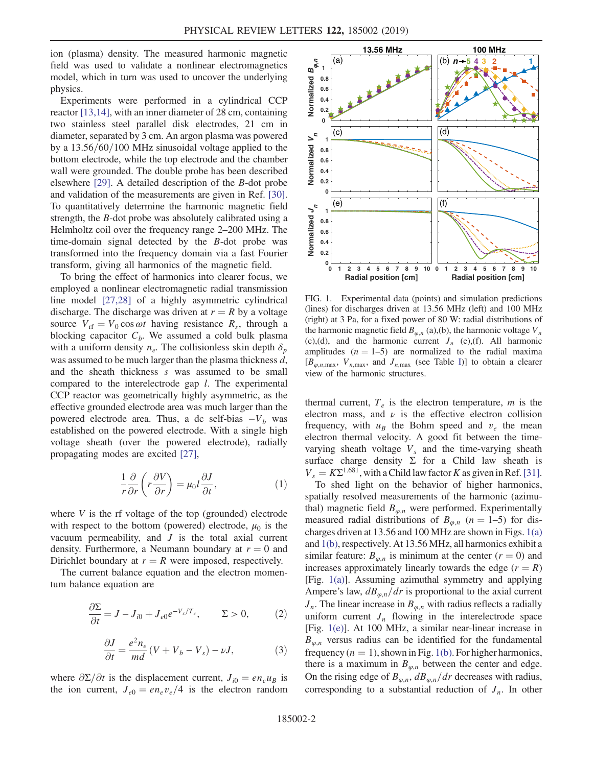ion (plasma) density. The measured harmonic magnetic field was used to validate a nonlinear electromagnetics model, which in turn was used to uncover the underlying physics.

Experiments were performed in a cylindrical CCP reactor [13,14], with an inner diameter of 28 cm, containing two stainless steel parallel disk electrodes, 21 cm in diameter, separated by 3 cm. An argon plasma was powered by a 13.56/60/100 MHz sinusoidal voltage applied to the bottom electrode, while the top electrode and the chamber wall were grounded. The double probe has been described elsewhere [29]. A detailed description of the $B$-dot probe and validation of the measurements are given in Ref. [30]. To quantitatively determine the harmonic magnetic field strength, the $B$-dot probe was absolutely calibrated using a Helmholtz coil over the frequency range 2–200 MHz. The time-domain signal detected by the $B$-dot probe was transformed into the frequency domain via a fast Fourier transform, giving all harmonics of the magnetic field.

To bring the effect of harmonics into clearer focus, we employed a nonlinear electromagnetic radial transmission line model [27,28] of a highly asymmetric cylindrical discharge. The discharge was driven at $r = R$ by a voltage source $V_{\rm rf} = V_0 \cos \omega t$ having resistance $R_s$, through a blocking capacitor $C_b$. We assumed a cold bulk plasma with a uniform density $n_e$. The collisionless skin depth $\delta_p$ was assumed to be much larger than the plasma thickness $d$, and the sheath thickness $s$ was assumed to be small compared to the interelectrode gap $l$. The experimental CCP reactor was geometrically highly asymmetric, as the effective grounded electrode area was much larger than the powered electrode area. Thus, a dc self-bias $-V_b$ was established on the powered electrode. With a single high voltage sheath (over the powered electrode), radially propagating modes are excited [27],

$$\frac{1}{r}\frac{\partial}{\partial r}\left(r\frac{\partial V}{\partial r}\right) = \mu_0 l \frac{\partial J}{\partial t}, \tag{1}$$

where $V$ is the rf voltage of the top (grounded) electrode with respect to the bottom (powered) electrode, $\mu_0$ is the vacuum permeability, and $J$ is the total axial current density. Furthermore, a Neumann boundary at $r = 0$ and Dirichlet boundary at $r = R$ were imposed, respectively.

The current balance equation and the electron momentum balance equation are

$$\frac{\partial \Sigma}{\partial t} = J - J_{i0} + J_{e0} e^{-V_s/T_e}, \qquad \Sigma > 0, \tag{2}$$

$$\frac{\partial J}{\partial t} = \frac{e^2 n_e}{md}(V + V_b - V_s) - \nu J, \tag{3}$$

where $\partial\Sigma/\partial t$ is the displacement current, $J_{i0} = e n_e u_B$ is the ion current, $J_{e0} = e n_e v_e/4$ is the electron random thermal current, $T_e$ is the electron temperature, $m$ is the electron mass, and $\nu$ is the effective electron collision frequency, with $u_B$ the Bohm speed and $v_e$ the mean electron thermal velocity. A good fit between the time-varying sheath voltage $V_s$ and the time-varying sheath surface charge density $\Sigma$ for a Child law sheath is $V_s = K\Sigma^{1.681}$, with a Child law factor $K$ as given in Ref. [31].

To shed light on the behavior of higher harmonics, spatially resolved measurements of the harmonic (azimuthal) magnetic field $B_{\varphi,n}$ were performed. Experimentally measured radial distributions of $B_{\varphi,n}$ ($n = 1$–5) for discharges driven at 13.56 and 100 MHz are shown in Figs. 1(a) and 1(b), respectively. At 13.56 MHz, all harmonics exhibit a similar feature: $B_{\varphi,n}$ is minimum at the center ($r = 0$) and increases approximately linearly towards the edge ($r = R$) [Fig. 1(a)]. Assuming azimuthal symmetry and applying Ampere's law, $dB_{\varphi,n}/dr$ is proportional to the axial current $J_n$. The linear increase in $B_{\varphi,n}$ with radius reflects a radially uniform current $J_n$ flowing in the interelectrode space [Fig. 1(e)]. At 100 MHz, a similar near-linear increase in $B_{\varphi,n}$ versus radius can be identified for the fundamental frequency ($n = 1$), shown in Fig. 1(b). For higher harmonics, there is a maximum in $B_{\varphi,n}$ between the center and edge. On the rising edge of $B_{\varphi,n}$, $dB_{\varphi,n}/dr$ decreases with radius, corresponding to a substantial reduction of $J_n$. In other

FIG. 1. Experimental data (points) and simulation predictions (lines) for discharges driven at 13.56 MHz (left) and 100 MHz (right) at 3 Pa, for a fixed power of 80 W: radial distributions of the harmonic magnetic field $B_{\varphi,n}$ (a),(b), the harmonic voltage $V_n$ (c),(d), and the harmonic current $J_n$ (e),(f). All harmonic amplitudes ($n = 1$–5) are normalized to the radial maxima [$B_{\varphi,n,\max}$, $V_{n,\max}$, and $J_{n,\max}$ (see Table I)] to obtain a clearer view of the harmonic structures.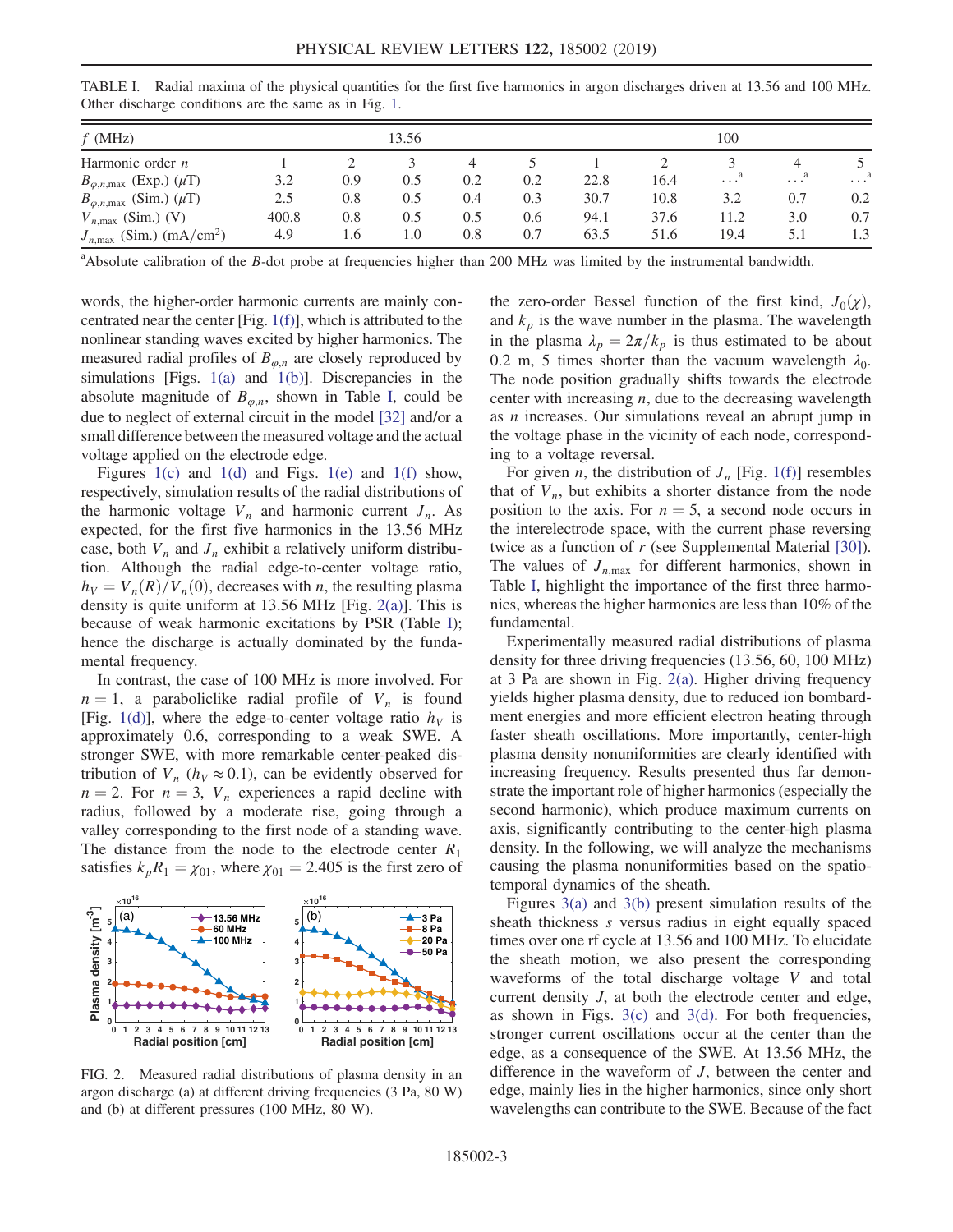TABLE I. Radial maxima of the physical quantities for the first five harmonics in argon discharges driven at 13.56 and 100 MHz. Other discharge conditions are the same as in Fig. 1.

| $f$ (MHz) | 13.56 | | | | | 100 | | | | |
|---|---|---|---|---|---|---|---|---|---|---|
| Harmonic order $n$ | 1 | 2 | 3 | 4 | 5 | 1 | 2 | 3 | 4 | 5 |
| $B_{\varphi,n,\max}$ (Exp.) ($\mu$T) | 3.2 | 0.9 | 0.5 | 0.2 | 0.2 | 22.8 | 16.4 | …[a] | …[a] | …[a] |
| $B_{\varphi,n,\max}$ (Sim.) ($\mu$T) | 2.5 | 0.8 | 0.5 | 0.4 | 0.3 | 30.7 | 10.8 | 3.2 | 0.7 | 0.2 |
| $V_{n,\max}$ (Sim.) (V) | 400.8 | 0.8 | 0.5 | 0.5 | 0.6 | 94.1 | 37.6 | 11.2 | 3.0 | 0.7 |
| $J_{n,\max}$ (Sim.) (mA/cm$^2$) | 4.9 | 1.6 | 1.0 | 0.8 | 0.7 | 63.5 | 51.6 | 19.4 | 5.1 | 1.3 |

[a]Absolute calibration of the $B$-dot probe at frequencies higher than 200 MHz was limited by the instrumental bandwidth.

words, the higher-order harmonic currents are mainly concentrated near the center [Fig. 1(f)], which is attributed to the nonlinear standing waves excited by higher harmonics. The measured radial profiles of $B_{\varphi,n}$ are closely reproduced by simulations [Figs. 1(a) and 1(b)]. Discrepancies in the absolute magnitude of $B_{\varphi,n}$, shown in Table I, could be due to neglect of external circuit in the model [32] and/or a small difference between the measured voltage and the actual voltage applied on the electrode edge.

Figures 1(c) and 1(d) and Figs. 1(e) and 1(f) show, respectively, simulation results of the radial distributions of the harmonic voltage $V_n$ and harmonic current $J_n$. As expected, for the first five harmonics in the 13.56 MHz case, both $V_n$ and $J_n$ exhibit a relatively uniform distribution. Although the radial edge-to-center voltage ratio, $h_V = V_n(R)/V_n(0)$, decreases with $n$, the resulting plasma density is quite uniform at 13.56 MHz [Fig. 2(a)]. This is because of weak harmonic excitations by PSR (Table I); hence the discharge is actually dominated by the fundamental frequency.

In contrast, the case of 100 MHz is more involved. For $n = 1$, a paraboliclike radial profile of $V_n$ is found [Fig. 1(d)], where the edge-to-center voltage ratio $h_V$ is approximately 0.6, corresponding to a weak SWE. A stronger SWE, with more remarkable center-peaked distribution of $V_n$ ($h_V \approx 0.1$), can be evidently observed for $n = 2$. For $n = 3$, $V_n$ experiences a rapid decline with radius, followed by a moderate rise, going through a valley corresponding to the first node of a standing wave. The distance from the node to the electrode center $R_1$ satisfies $k_p R_1 = \chi_{01}$, where $\chi_{01} = 2.405$ is the first zero of the zero-order Bessel function of the first kind, $J_0(\chi)$, and $k_p$ is the wave number in the plasma. The wavelength in the plasma $\lambda_p = 2\pi/k_p$ is thus estimated to be about 0.2 m, 5 times shorter than the vacuum wavelength $\lambda_0$. The node position gradually shifts towards the electrode center with increasing $n$, due to the decreasing wavelength as $n$ increases. Our simulations reveal an abrupt jump in the voltage phase in the vicinity of each node, corresponding to a voltage reversal.

For given $n$, the distribution of $J_n$ [Fig. 1(f)] resembles that of $V_n$, but exhibits a shorter distance from the node position to the axis. For $n = 5$, a second node occurs in the interelectrode space, with the current phase reversing twice as a function of $r$ (see Supplemental Material [30]). The values of $J_{n,\max}$ for different harmonics, shown in Table I, highlight the importance of the first three harmonics, whereas the higher harmonics are less than 10% of the fundamental.

Experimentally measured radial distributions of plasma density for three driving frequencies (13.56, 60, 100 MHz) at 3 Pa are shown in Fig. 2(a). Higher driving frequency yields higher plasma density, due to reduced ion bombardment energies and more efficient electron heating through faster sheath oscillations. More importantly, center-high plasma density nonuniformities are clearly identified with increasing frequency. Results presented thus far demonstrate the important role of higher harmonics (especially the second harmonic), which produce maximum currents on axis, significantly contributing to the center-high plasma density. In the following, we will analyze the mechanisms causing the plasma nonuniformities based on the spatiotemporal dynamics of the sheath.

FIG. 2. Measured radial distributions of plasma density in an argon discharge (a) at different driving frequencies (3 Pa, 80 W) and (b) at different pressures (100 MHz, 80 W).

Figures 3(a) and 3(b) present simulation results of the sheath thickness $s$ versus radius in eight equally spaced times over one rf cycle at 13.56 and 100 MHz. To elucidate the sheath motion, we also present the corresponding waveforms of the total discharge voltage $V$ and total current density $J$, at both the electrode center and edge, as shown in Figs. 3(c) and 3(d). For both frequencies, stronger current oscillations occur at the center than the edge, as a consequence of the SWE. At 13.56 MHz, the difference in the waveform of $J$, between the center and edge, mainly lies in the higher harmonics, since only short wavelengths can contribute to the SWE. Because of the fact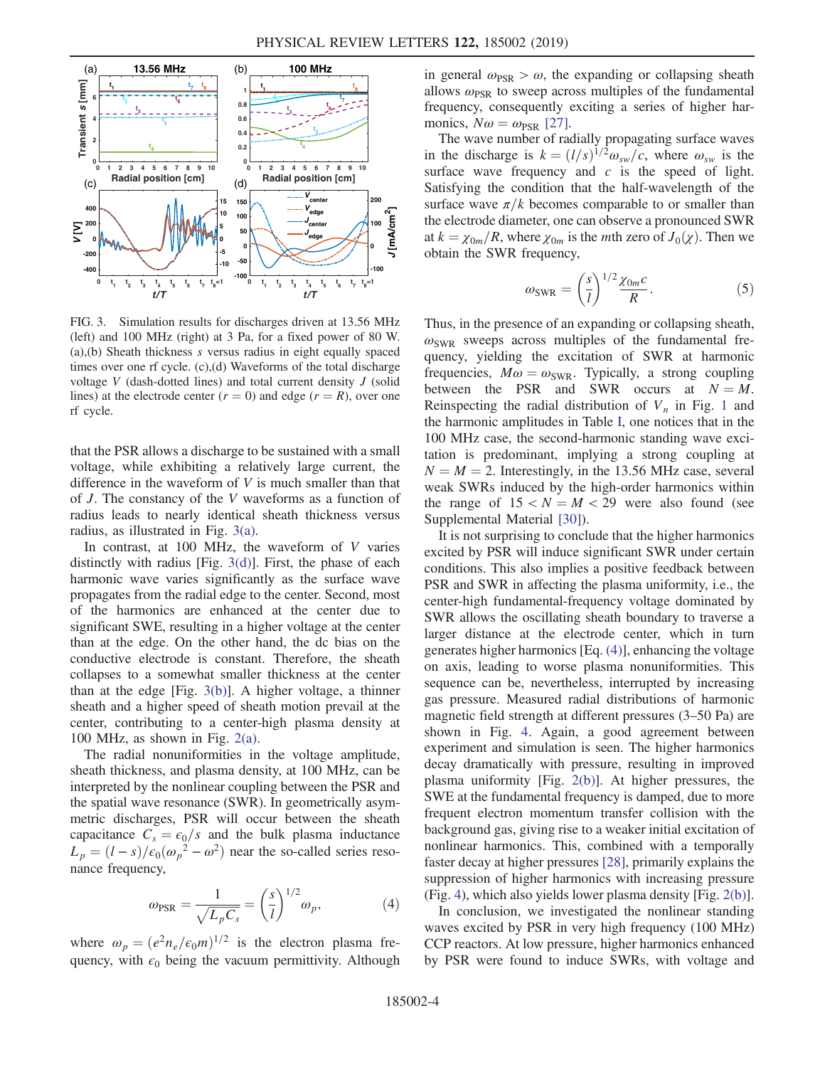FIG. 3. Simulation results for discharges driven at 13.56 MHz (left) and 100 MHz (right) at 3 Pa, for a fixed power of 80 W. (a),(b) Sheath thickness $s$ versus radius in eight equally spaced times over one rf cycle. (c),(d) Waveforms of the total discharge voltage $V$ (dash-dotted lines) and total current density $J$ (solid lines) at the electrode center ($r = 0$) and edge ($r = R$), over one rf cycle.

that the PSR allows a discharge to be sustained with a small voltage, while exhibiting a relatively large current, the difference in the waveform of $V$ is much smaller than that of $J$. The constancy of the $V$ waveforms as a function of radius leads to nearly identical sheath thickness versus radius, as illustrated in Fig. 3(a).

In contrast, at 100 MHz, the waveform of $V$ varies distinctly with radius [Fig. 3(d)]. First, the phase of each harmonic wave varies significantly as the surface wave propagates from the radial edge to the center. Second, most of the harmonics are enhanced at the center due to significant SWE, resulting in a higher voltage at the center than at the edge. On the other hand, the dc bias on the conductive electrode is constant. Therefore, the sheath collapses to a somewhat smaller thickness at the center than at the edge [Fig. 3(b)]. A higher voltage, a thinner sheath and a higher speed of sheath motion prevail at the center, contributing to a center-high plasma density at 100 MHz, as shown in Fig. 2(a).

The radial nonuniformities in the voltage amplitude, sheath thickness, and plasma density, at 100 MHz, can be interpreted by the nonlinear coupling between the PSR and the spatial wave resonance (SWR). In geometrically asymmetric discharges, PSR will occur between the sheath capacitance $C_s = \epsilon_0/s$ and the bulk plasma inductance $L_p = (l - s)/\epsilon_0(\omega_p{}^2 - \omega^2)$ near the so-called series resonance frequency,

$$\omega_{\mathrm{PSR}} = \frac{1}{\sqrt{L_p C_s}} = \left(\frac{s}{l}\right)^{1/2} \omega_p, \qquad (4)$$

where $\omega_p = (e^2 n_e/\epsilon_0 m)^{1/2}$ is the electron plasma frequency, with $\epsilon_0$ being the vacuum permittivity. Although in general $\omega_{\mathrm{PSR}} > \omega$, the expanding or collapsing sheath allows $\omega_{\mathrm{PSR}}$ to sweep across multiples of the fundamental frequency, consequently exciting a series of higher harmonics, $N\omega = \omega_{\mathrm{PSR}}$ [27].

The wave number of radially propagating surface waves in the discharge is $k = (l/s)^{1/2}\omega_{sw}/c$, where $\omega_{sw}$ is the surface wave frequency and $c$ is the speed of light. Satisfying the condition that the half-wavelength of the surface wave $\pi/k$ becomes comparable to or smaller than the electrode diameter, one can observe a pronounced SWR at $k = \chi_{0m}/R$, where $\chi_{0m}$ is the $m$th zero of $J_0(\chi)$. Then we obtain the SWR frequency,

$$\omega_{\mathrm{SWR}} = \left(\frac{s}{l}\right)^{1/2} \frac{\chi_{0m} c}{R}. \qquad (5)$$

Thus, in the presence of an expanding or collapsing sheath, $\omega_{\mathrm{SWR}}$ sweeps across multiples of the fundamental frequency, yielding the excitation of SWR at harmonic frequencies, $M\omega = \omega_{\mathrm{SWR}}$. Typically, a strong coupling between the PSR and SWR occurs at $N = M$. Reinspecting the radial distribution of $V_n$ in Fig. 1 and the harmonic amplitudes in Table I, one notices that in the 100 MHz case, the second-harmonic standing wave excitation is predominant, implying a strong coupling at $N = M = 2$. Interestingly, in the 13.56 MHz case, several weak SWRs induced by the high-order harmonics within the range of $15 < N = M < 29$ were also found (see Supplemental Material [30]).

It is not surprising to conclude that the higher harmonics excited by PSR will induce significant SWR under certain conditions. This also implies a positive feedback between PSR and SWR in affecting the plasma uniformity, i.e., the center-high fundamental-frequency voltage dominated by SWR allows the oscillating sheath boundary to traverse a larger distance at the electrode center, which in turn generates higher harmonics [Eq. (4)], enhancing the voltage on axis, leading to worse plasma nonuniformities. This sequence can be, nevertheless, interrupted by increasing gas pressure. Measured radial distributions of harmonic magnetic field strength at different pressures (3–50 Pa) are shown in Fig. 4. Again, a good agreement between experiment and simulation is seen. The higher harmonics decay dramatically with pressure, resulting in improved plasma uniformity [Fig. 2(b)]. At higher pressures, the SWE at the fundamental frequency is damped, due to more frequent electron momentum transfer collision with the background gas, giving rise to a weaker initial excitation of nonlinear harmonics. This, combined with a temporally faster decay at higher pressures [28], primarily explains the suppression of higher harmonics with increasing pressure (Fig. 4), which also yields lower plasma density [Fig. 2(b)].

In conclusion, we investigated the nonlinear standing waves excited by PSR in very high frequency (100 MHz) CCP reactors. At low pressure, higher harmonics enhanced by PSR were found to induce SWRs, with voltage and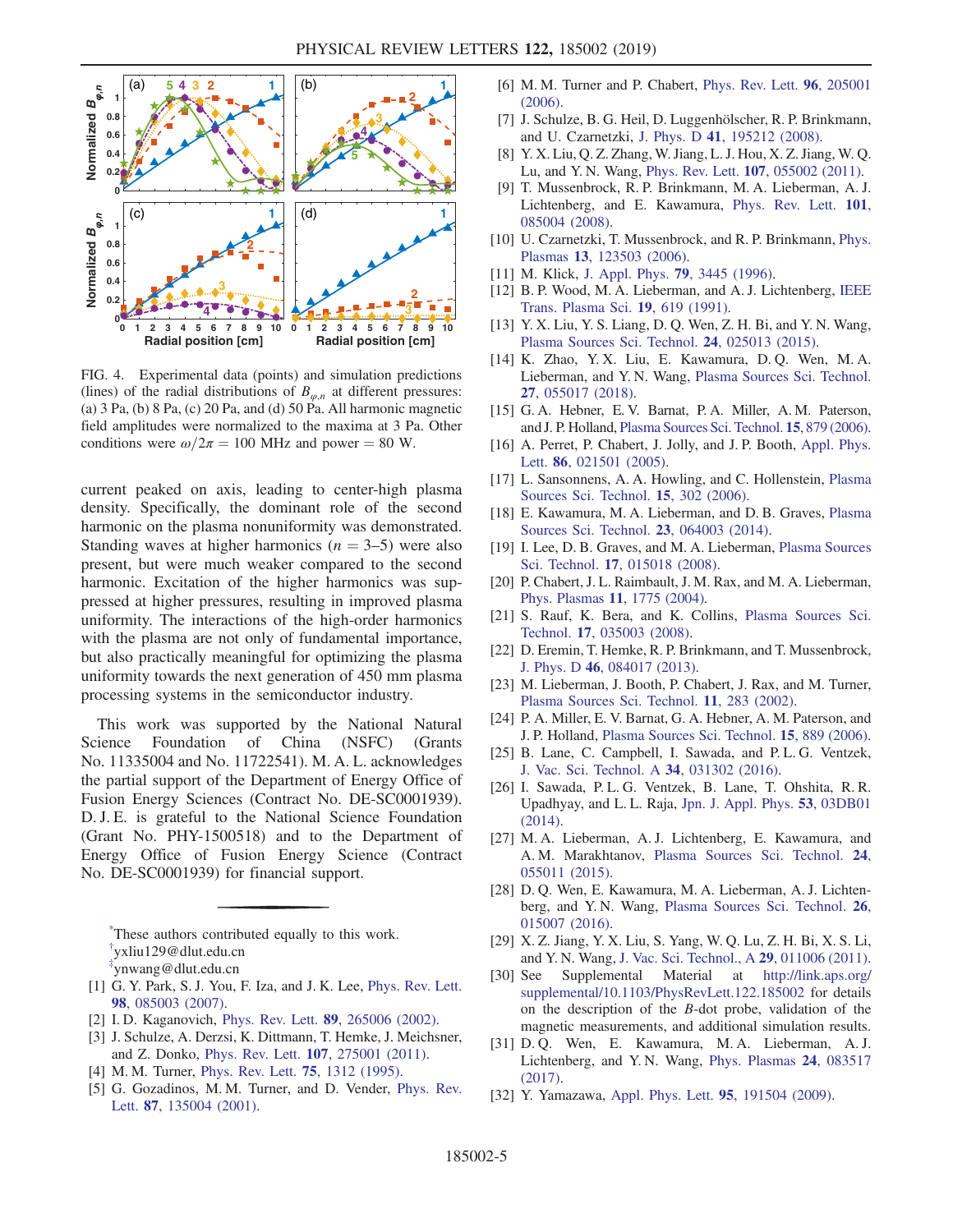(a)
5 4 3 2 1
Normalized $B_{\varphi,n}$
1
0.8
0.6
0.4
0.2
0

(b)
1
2
3
4
5

(c)
1
2
3
4
Normalized $B_{\varphi,n}$
1
0.8
0.6
0.4
0.2
0
0 1 2 3 4 5 6 7 8 9 10
Radial position [cm]

(d)
1
2
3
0 1 2 3 4 5 6 7 8 9 10
Radial position [cm]

FIG. 4. Experimental data (points) and simulation predictions (lines) of the radial distributions of $B_{\varphi,n}$ at different pressures: (a) 3 Pa, (b) 8 Pa, (c) 20 Pa, and (d) 50 Pa. All harmonic magnetic field amplitudes were normalized to the maxima at 3 Pa. Other conditions were $\omega/2\pi = 100$ MHz and power = 80 W.

current peaked on axis, leading to center-high plasma density. Specifically, the dominant role of the second harmonic on the plasma nonuniformity was demonstrated. Standing waves at higher harmonics ($n = 3$–$5$) were also present, but were much weaker compared to the second harmonic. Excitation of the higher harmonics was suppressed at higher pressures, resulting in improved plasma uniformity. The interactions of the high-order harmonics with the plasma are not only of fundamental importance, but also practically meaningful for optimizing the plasma uniformity towards the next generation of 450 mm plasma processing systems in the semiconductor industry.

This work was supported by the National Natural Science Foundation of China (NSFC) (Grants No. 11335004 and No. 11722541). M. A. L. acknowledges the partial support of the Department of Energy Office of Fusion Energy Sciences (Contract No. DE-SC0001939). D. J. E. is grateful to the National Science Foundation (Grant No. PHY-1500518) and to the Department of Energy Office of Fusion Energy Science (Contract No. DE-SC0001939) for financial support.

[*]These authors contributed equally to this work.
[†]yxliu129@dlut.edu.cn
[‡]ynwang@dlut.edu.cn

[1] G. Y. Park, S. J. You, F. Iza, and J. K. Lee, Phys. Rev. Lett. **98**, 085003 (2007).
[2] I. D. Kaganovich, Phys. Rev. Lett. **89**, 265006 (2002).
[3] J. Schulze, A. Derzsi, K. Dittmann, T. Hemke, J. Meichsner, and Z. Donko, Phys. Rev. Lett. **107**, 275001 (2011).
[4] M. M. Turner, Phys. Rev. Lett. **75**, 1312 (1995).
[5] G. Gozadinos, M. M. Turner, and D. Vender, Phys. Rev. Lett. **87**, 135004 (2001).
[6] M. M. Turner and P. Chabert, Phys. Rev. Lett. **96**, 205001 (2006).
[7] J. Schulze, B. G. Heil, D. Luggenhölscher, R. P. Brinkmann, and U. Czarnetzki, J. Phys. D **41**, 195212 (2008).
[8] Y. X. Liu, Q. Z. Zhang, W. Jiang, L. J. Hou, X. Z. Jiang, W. Q. Lu, and Y. N. Wang, Phys. Rev. Lett. **107**, 055002 (2011).
[9] T. Mussenbrock, R. P. Brinkmann, M. A. Lieberman, A. J. Lichtenberg, and E. Kawamura, Phys. Rev. Lett. **101**, 085004 (2008).
[10] U. Czarnetzki, T. Mussenbrock, and R. P. Brinkmann, Phys. Plasmas **13**, 123503 (2006).
[11] M. Klick, J. Appl. Phys. **79**, 3445 (1996).
[12] B. P. Wood, M. A. Lieberman, and A. J. Lichtenberg, IEEE Trans. Plasma Sci. **19**, 619 (1991).
[13] Y. X. Liu, Y. S. Liang, D. Q. Wen, Z. H. Bi, and Y. N. Wang, Plasma Sources Sci. Technol. **24**, 025013 (2015).
[14] K. Zhao, Y. X. Liu, E. Kawamura, D. Q. Wen, M. A. Lieberman, and Y. N. Wang, Plasma Sources Sci. Technol. **27**, 055017 (2018).
[15] G. A. Hebner, E. V. Barnat, P. A. Miller, A. M. Paterson, and J. P. Holland, Plasma Sources Sci. Technol. **15**, 879 (2006).
[16] A. Perret, P. Chabert, J. Jolly, and J. P. Booth, Appl. Phys. Lett. **86**, 021501 (2005).
[17] L. Sansonnens, A. A. Howling, and C. Hollenstein, Plasma Sources Sci. Technol. **15**, 302 (2006).
[18] E. Kawamura, M. A. Lieberman, and D. B. Graves, Plasma Sources Sci. Technol. **23**, 064003 (2014).
[19] I. Lee, D. B. Graves, and M. A. Lieberman, Plasma Sources Sci. Technol. **17**, 015018 (2008).
[20] P. Chabert, J. L. Raimbault, J. M. Rax, and M. A. Lieberman, Phys. Plasmas **11**, 1775 (2004).
[21] S. Rauf, K. Bera, and K. Collins, Plasma Sources Sci. Technol. **17**, 035003 (2008).
[22] D. Eremin, T. Hemke, R. P. Brinkmann, and T. Mussenbrock, J. Phys. D **46**, 084017 (2013).
[23] M. Lieberman, J. Booth, P. Chabert, J. Rax, and M. Turner, Plasma Sources Sci. Technol. **11**, 283 (2002).
[24] P. A. Miller, E. V. Barnat, G. A. Hebner, A. M. Paterson, and J. P. Holland, Plasma Sources Sci. Technol. **15**, 889 (2006).
[25] B. Lane, C. Campbell, I. Sawada, and P. L. G. Ventzek, J. Vac. Sci. Technol. A **34**, 031302 (2016).
[26] I. Sawada, P. L. G. Ventzek, B. Lane, T. Ohshita, R. R. Upadhyay, and L. L. Raja, Jpn. J. Appl. Phys. **53**, 03DB01 (2014).
[27] M. A. Lieberman, A. J. Lichtenberg, E. Kawamura, and A. M. Marakhtanov, Plasma Sources Sci. Technol. **24**, 055011 (2015).
[28] D. Q. Wen, E. Kawamura, M. A. Lieberman, A. J. Lichtenberg, and Y. N. Wang, Plasma Sources Sci. Technol. **26**, 015007 (2016).
[29] X. Z. Jiang, Y. X. Liu, S. Yang, W. Q. Lu, Z. H. Bi, X. S. Li, and Y. N. Wang, J. Vac. Sci. Technol., A **29**, 011006 (2011).
[30] See Supplemental Material at http://link.aps.org/supplemental/10.1103/PhysRevLett.122.185002 for details on the description of the *B*-dot probe, validation of the magnetic measurements, and additional simulation results.
[31] D. Q. Wen, E. Kawamura, M. A. Lieberman, A. J. Lichtenberg, and Y. N. Wang, Phys. Plasmas **24**, 083517 (2017).
[32] Y. Yamazawa, Appl. Phys. Lett. **95**, 191504 (2009).